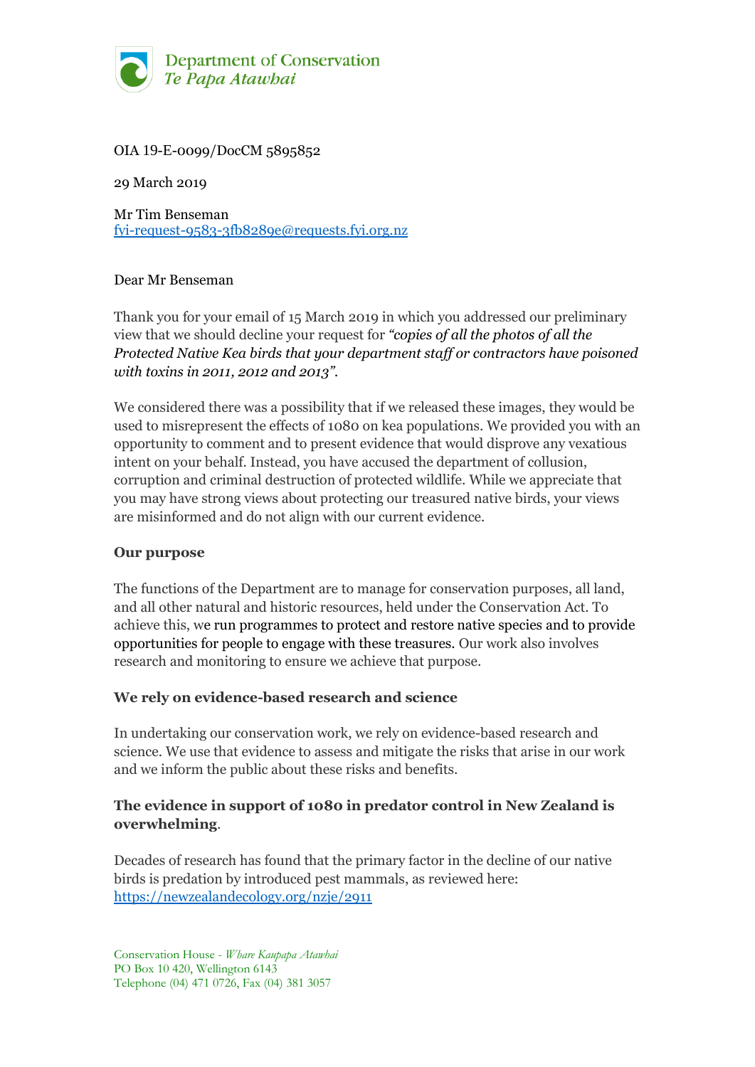Department of Conservation
*Te Papa Atawhai*

OIA 19-E-0099/DocCM 5895852

29 March 2019

Mr Tim Benseman
fyi-request-9583-3fb8289e@requests.fyi.org.nz

Dear Mr Benseman

Thank you for your email of 15 March 2019 in which you addressed our preliminary view that we should decline your request for ***"copies of all the photos of all the Protected Native Kea birds that your department staff or contractors have poisoned with toxins in 2011, 2012 and 2013"***.

We considered there was a possibility that if we released these images, they would be used to misrepresent the effects of 1080 on kea populations. We provided you with an opportunity to comment and to present evidence that would disprove any vexatious intent on your behalf. Instead, you have accused the department of collusion, corruption and criminal destruction of protected wildlife. While we appreciate that you may have strong views about protecting our treasured native birds, your views are misinformed and do not align with our current evidence.

**Our purpose**

The functions of the Department are to manage for conservation purposes, all land, and all other natural and historic resources, held under the Conservation Act. To achieve this, we run programmes to protect and restore native species and to provide opportunities for people to engage with these treasures. Our work also involves research and monitoring to ensure we achieve that purpose.

**We rely on evidence-based research and science**

In undertaking our conservation work, we rely on evidence-based research and science. We use that evidence to assess and mitigate the risks that arise in our work and we inform the public about these risks and benefits.

**The evidence in support of 1080 in predator control in New Zealand is overwhelming**.

Decades of research has found that the primary factor in the decline of our native birds is predation by introduced pest mammals, as reviewed here: https://newzealandecology.org/nzje/2911

Conservation House - *Whare Kaupapa Atawhai*
PO Box 10 420, Wellington 6143
Telephone (04) 471 0726, Fax (04) 381 3057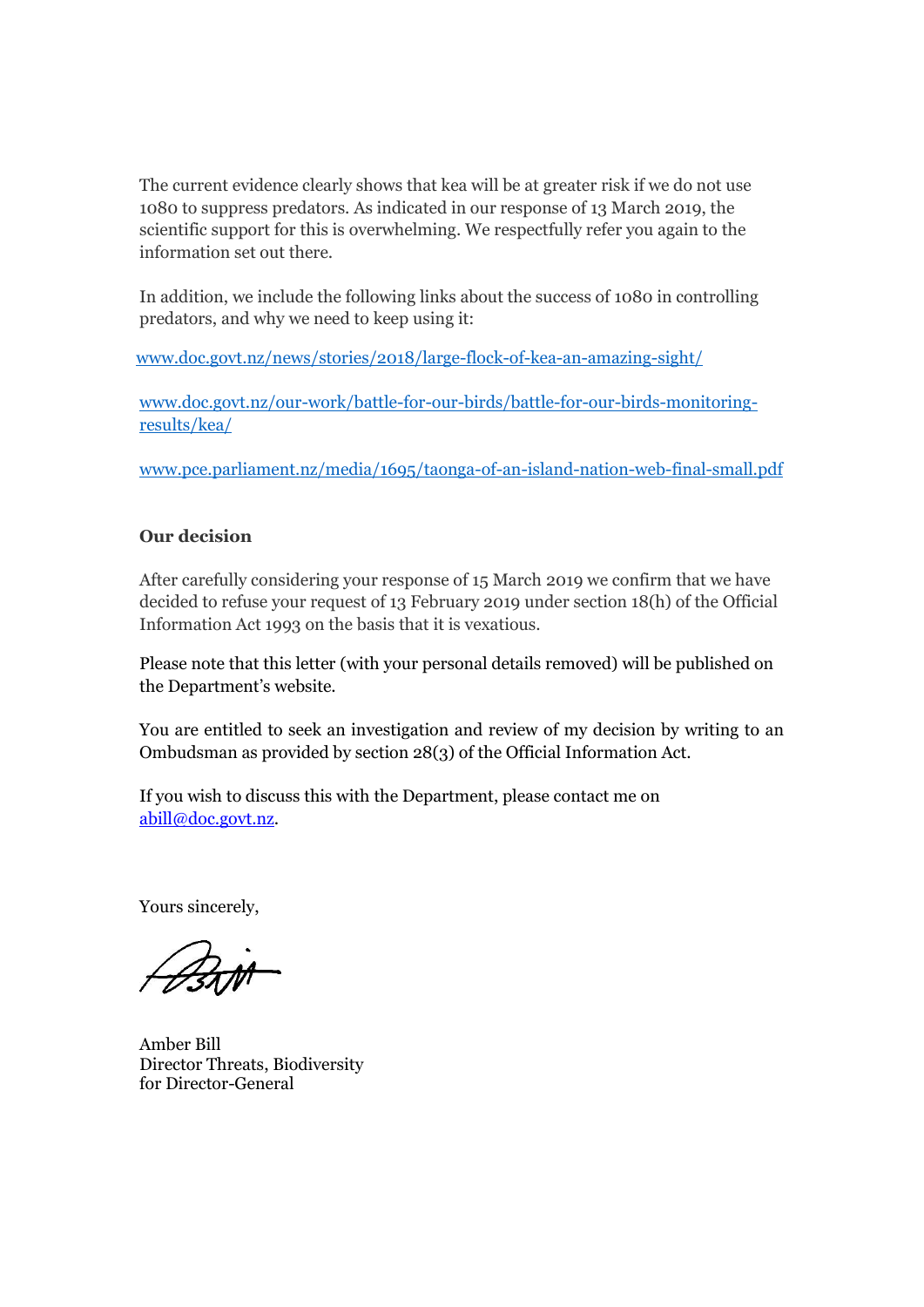The current evidence clearly shows that kea will be at greater risk if we do not use 1080 to suppress predators. As indicated in our response of 13 March 2019, the scientific support for this is overwhelming. We respectfully refer you again to the information set out there.

In addition, we include the following links about the success of 1080 in controlling predators, and why we need to keep using it:

www.doc.govt.nz/news/stories/2018/large-flock-of-kea-an-amazing-sight/

www.doc.govt.nz/our-work/battle-for-our-birds/battle-for-our-birds-monitoring-results/kea/

www.pce.parliament.nz/media/1695/taonga-of-an-island-nation-web-final-small.pdf

**Our decision**

After carefully considering your response of 15 March 2019 we confirm that we have decided to refuse your request of 13 February 2019 under section 18(h) of the Official Information Act 1993 on the basis that it is vexatious.

Please note that this letter (with your personal details removed) will be published on the Department's website.

You are entitled to seek an investigation and review of my decision by writing to an Ombudsman as provided by section 28(3) of the Official Information Act.

If you wish to discuss this with the Department, please contact me on abill@doc.govt.nz.

Yours sincerely,

Amber Bill
Director Threats, Biodiversity
for Director-General